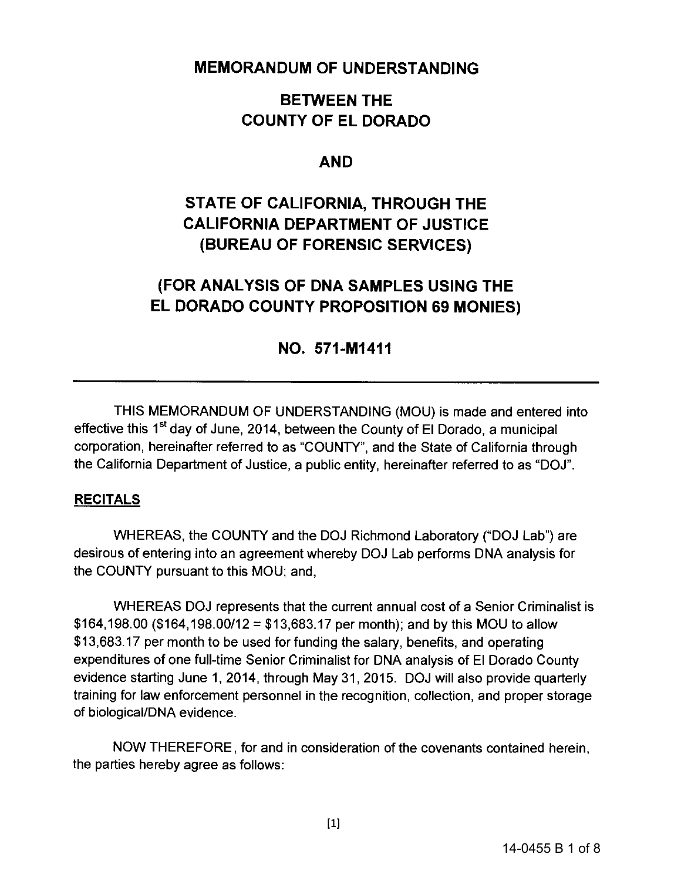# MEMORANDUM OF UNDERSTANDING

## BETWEEN THE COUNTY OF EL DORADO

## AND

## STATE OF CALIFORNIA, THROUGH THE CALIFORNIA DEPARTMENT OF JUSTICE (BUREAU OF FORENSIC SERVICES)

## (FOR ANALYSIS OF DNA SAMPLES USING THE EL DORADO COUNTY PROPOSITION 69 MONIES)

## NO. 571-M1411

---

THIS MEMORANDUM OF UNDERSTANDING (MOU) is made and entered into effective this 1st day of June, 2014, between the County of El Dorado, a municipal corporation, hereinafter referred to as "COUNTY", and the State of California through the California Department of Justice, a public entity, hereinafter referred to as "DOJ".

**RECITALS**

WHEREAS, the COUNTY and the DOJ Richmond Laboratory ("DOJ Lab") are desirous of entering into an agreement whereby DOJ Lab performs DNA analysis for the COUNTY pursuant to this MOU; and,

WHEREAS DOJ represents that the current annual cost of a Senior Criminalist is $164,198.00 ($164,198.00/12 = $13,683.17 per month); and by this MOU to allow $13,683.17 per month to be used for funding the salary, benefits, and operating expenditures of one full-time Senior Criminalist for DNA analysis of El Dorado County evidence starting June 1, 2014, through May 31, 2015. DOJ will also provide quarterly training for law enforcement personnel in the recognition, collection, and proper storage of biological/DNA evidence.

NOW THEREFORE, for and in consideration of the covenants contained herein, the parties hereby agree as follows: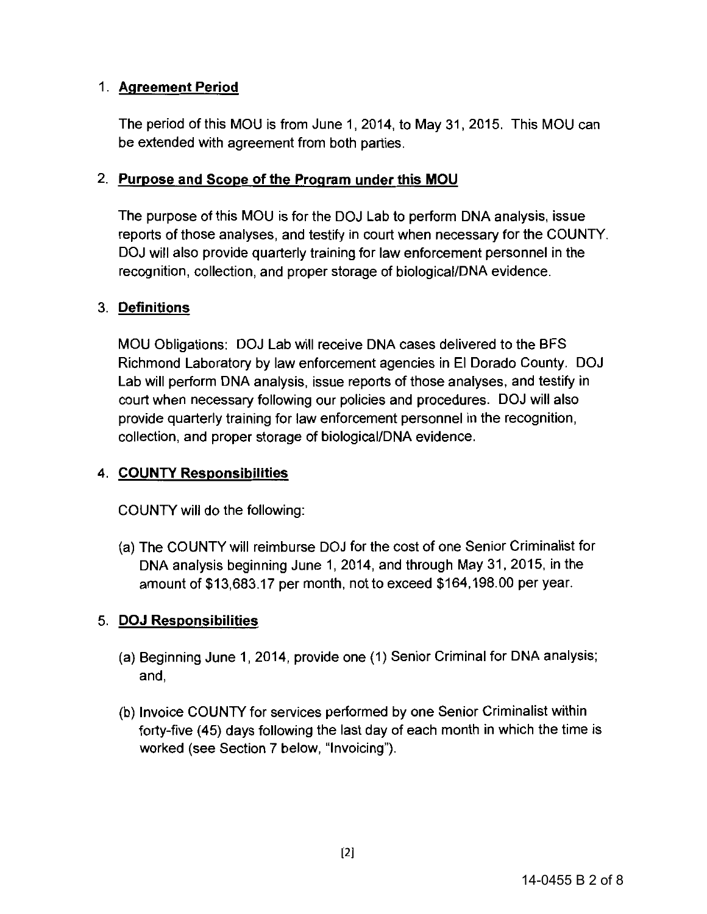1. **Agreement Period**

   The period of this MOU is from June 1, 2014, to May 31, 2015. This MOU can be extended with agreement from both parties.

2. **Purpose and Scope of the Program under this MOU**

   The purpose of this MOU is for the DOJ Lab to perform DNA analysis, issue reports of those analyses, and testify in court when necessary for the COUNTY. DOJ will also provide quarterly training for law enforcement personnel in the recognition, collection, and proper storage of biological/DNA evidence.

3. **Definitions**

   MOU Obligations: DOJ Lab will receive DNA cases delivered to the BFS Richmond Laboratory by law enforcement agencies in El Dorado County. DOJ Lab will perform DNA analysis, issue reports of those analyses, and testify in court when necessary following our policies and procedures. DOJ will also provide quarterly training for law enforcement personnel in the recognition, collection, and proper storage of biological/DNA evidence.

4. **COUNTY Responsibilities**

   COUNTY will do the following:

   (a) The COUNTY will reimburse DOJ for the cost of one Senior Criminalist for DNA analysis beginning June 1, 2014, and through May 31, 2015, in the amount of $13,683.17 per month, not to exceed $164,198.00 per year.

5. **DOJ Responsibilities**

   (a) Beginning June 1, 2014, provide one (1) Senior Criminal for DNA analysis; and,

   (b) Invoice COUNTY for services performed by one Senior Criminalist within forty-five (45) days following the last day of each month in which the time is worked (see Section 7 below, "Invoicing").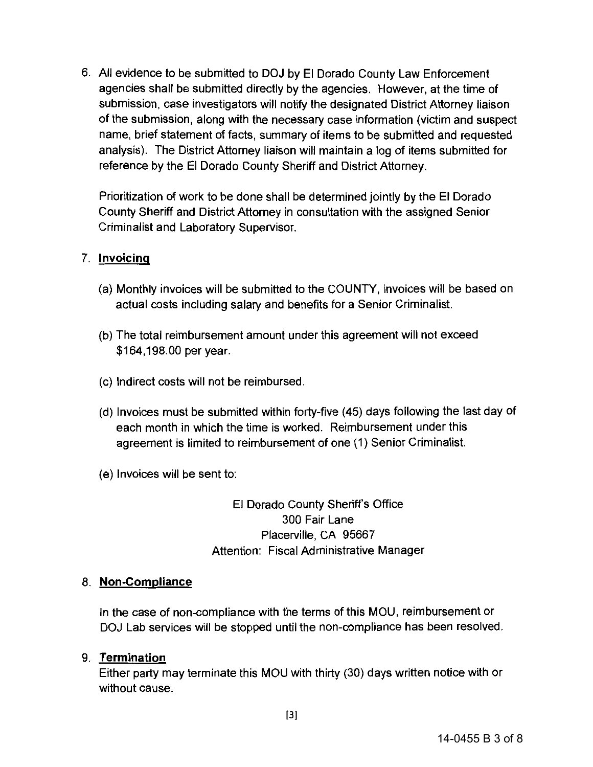6. All evidence to be submitted to DOJ by El Dorado County Law Enforcement agencies shall be submitted directly by the agencies. However, at the time of submission, case investigators will notify the designated District Attorney liaison of the submission, along with the necessary case information (victim and suspect name, brief statement of facts, summary of items to be submitted and requested analysis). The District Attorney liaison will maintain a log of items submitted for reference by the El Dorado County Sheriff and District Attorney.

   Prioritization of work to be done shall be determined jointly by the El Dorado County Sheriff and District Attorney in consultation with the assigned Senior Criminalist and Laboratory Supervisor.

7. **Invoicing**

   (a) Monthly invoices will be submitted to the COUNTY, invoices will be based on actual costs including salary and benefits for a Senior Criminalist.

   (b) The total reimbursement amount under this agreement will not exceed $164,198.00 per year.

   (c) Indirect costs will not be reimbursed.

   (d) Invoices must be submitted within forty-five (45) days following the last day of each month in which the time is worked. Reimbursement under this agreement is limited to reimbursement of one (1) Senior Criminalist.

   (e) Invoices will be sent to:

   El Dorado County Sheriff's Office
   300 Fair Lane
   Placerville, CA 95667
   Attention: Fiscal Administrative Manager

8. **Non-Compliance**

   In the case of non-compliance with the terms of this MOU, reimbursement or DOJ Lab services will be stopped until the non-compliance has been resolved.

9. **Termination**

   Either party may terminate this MOU with thirty (30) days written notice with or without cause.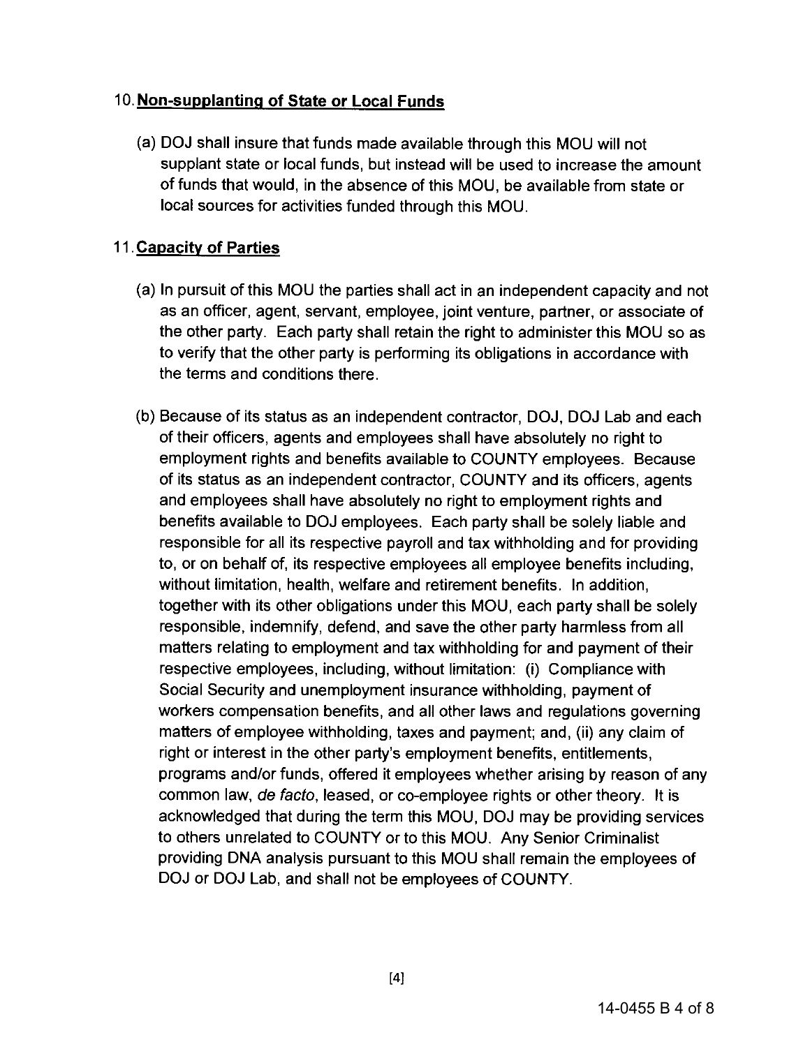## 10. **Non-supplanting of State or Local Funds**

(a) DOJ shall insure that funds made available through this MOU will not supplant state or local funds, but instead will be used to increase the amount of funds that would, in the absence of this MOU, be available from state or local sources for activities funded through this MOU.

## 11. **Capacity of Parties**

(a) In pursuit of this MOU the parties shall act in an independent capacity and not as an officer, agent, servant, employee, joint venture, partner, or associate of the other party. Each party shall retain the right to administer this MOU so as to verify that the other party is performing its obligations in accordance with the terms and conditions there.

(b) Because of its status as an independent contractor, DOJ, DOJ Lab and each of their officers, agents and employees shall have absolutely no right to employment rights and benefits available to COUNTY employees. Because of its status as an independent contractor, COUNTY and its officers, agents and employees shall have absolutely no right to employment rights and benefits available to DOJ employees. Each party shall be solely liable and responsible for all its respective payroll and tax withholding and for providing to, or on behalf of, its respective employees all employee benefits including, without limitation, health, welfare and retirement benefits. In addition, together with its other obligations under this MOU, each party shall be solely responsible, indemnify, defend, and save the other party harmless from all matters relating to employment and tax withholding for and payment of their respective employees, including, without limitation: (i) Compliance with Social Security and unemployment insurance withholding, payment of workers compensation benefits, and all other laws and regulations governing matters of employee withholding, taxes and payment; and, (ii) any claim of right or interest in the other party's employment benefits, entitlements, programs and/or funds, offered it employees whether arising by reason of any common law, *de facto*, leased, or co-employee rights or other theory. It is acknowledged that during the term this MOU, DOJ may be providing services to others unrelated to COUNTY or to this MOU. Any Senior Criminalist providing DNA analysis pursuant to this MOU shall remain the employees of DOJ or DOJ Lab, and shall not be employees of COUNTY.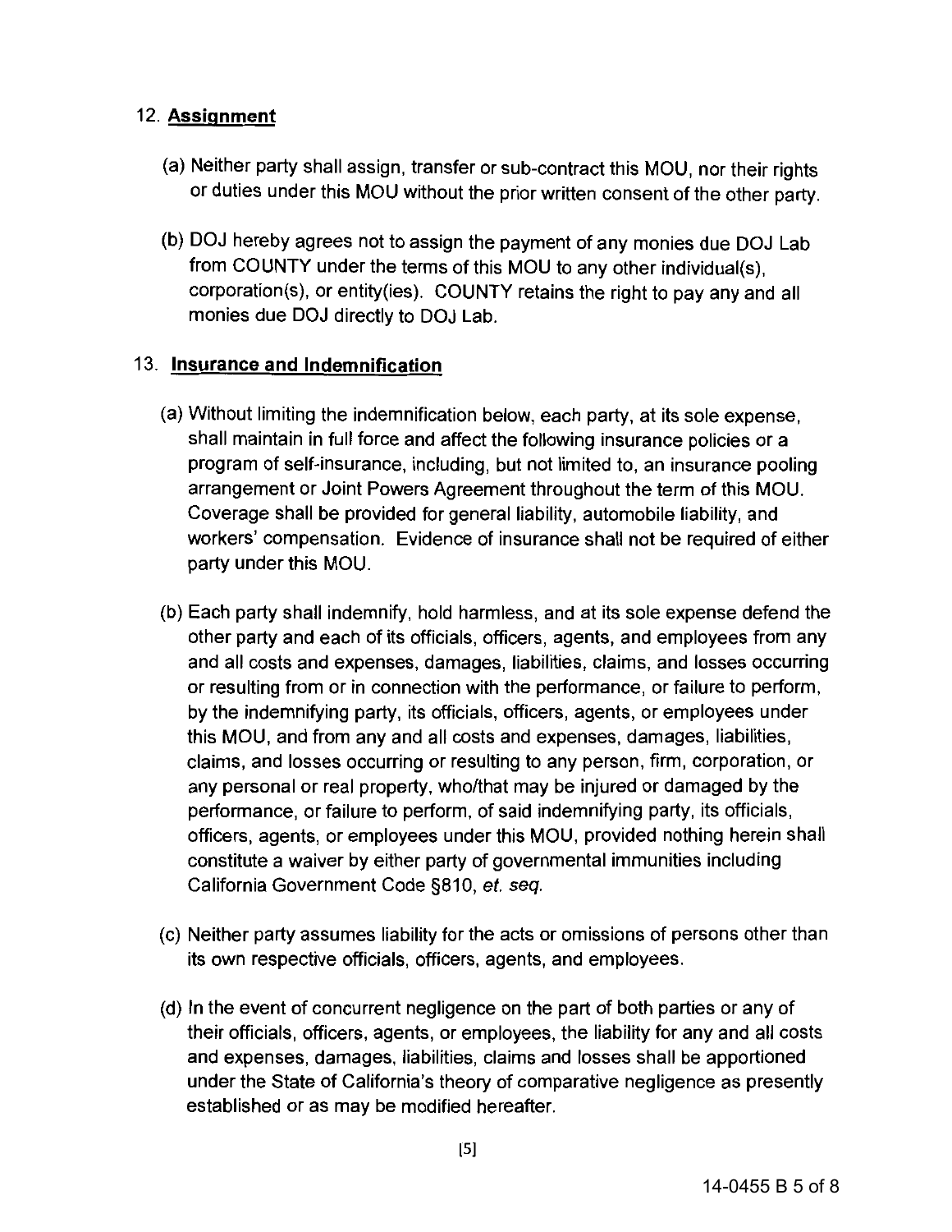12. **Assignment**

(a) Neither party shall assign, transfer or sub-contract this MOU, nor their rights or duties under this MOU without the prior written consent of the other party.

(b) DOJ hereby agrees not to assign the payment of any monies due DOJ Lab from COUNTY under the terms of this MOU to any other individual(s), corporation(s), or entity(ies). COUNTY retains the right to pay any and all monies due DOJ directly to DOJ Lab.

13. **Insurance and Indemnification**

(a) Without limiting the indemnification below, each party, at its sole expense, shall maintain in full force and affect the following insurance policies or a program of self-insurance, including, but not limited to, an insurance pooling arrangement or Joint Powers Agreement throughout the term of this MOU. Coverage shall be provided for general liability, automobile liability, and workers' compensation. Evidence of insurance shall not be required of either party under this MOU.

(b) Each party shall indemnify, hold harmless, and at its sole expense defend the other party and each of its officials, officers, agents, and employees from any and all costs and expenses, damages, liabilities, claims, and losses occurring or resulting from or in connection with the performance, or failure to perform, by the indemnifying party, its officials, officers, agents, or employees under this MOU, and from any and all costs and expenses, damages, liabilities, claims, and losses occurring or resulting to any person, firm, corporation, or any personal or real property, who/that may be injured or damaged by the performance, or failure to perform, of said indemnifying party, its officials, officers, agents, or employees under this MOU, provided nothing herein shall constitute a waiver by either party of governmental immunities including California Government Code §810, *et. seq.*

(c) Neither party assumes liability for the acts or omissions of persons other than its own respective officials, officers, agents, and employees.

(d) In the event of concurrent negligence on the part of both parties or any of their officials, officers, agents, or employees, the liability for any and all costs and expenses, damages, liabilities, claims and losses shall be apportioned under the State of California's theory of comparative negligence as presently established or as may be modified hereafter.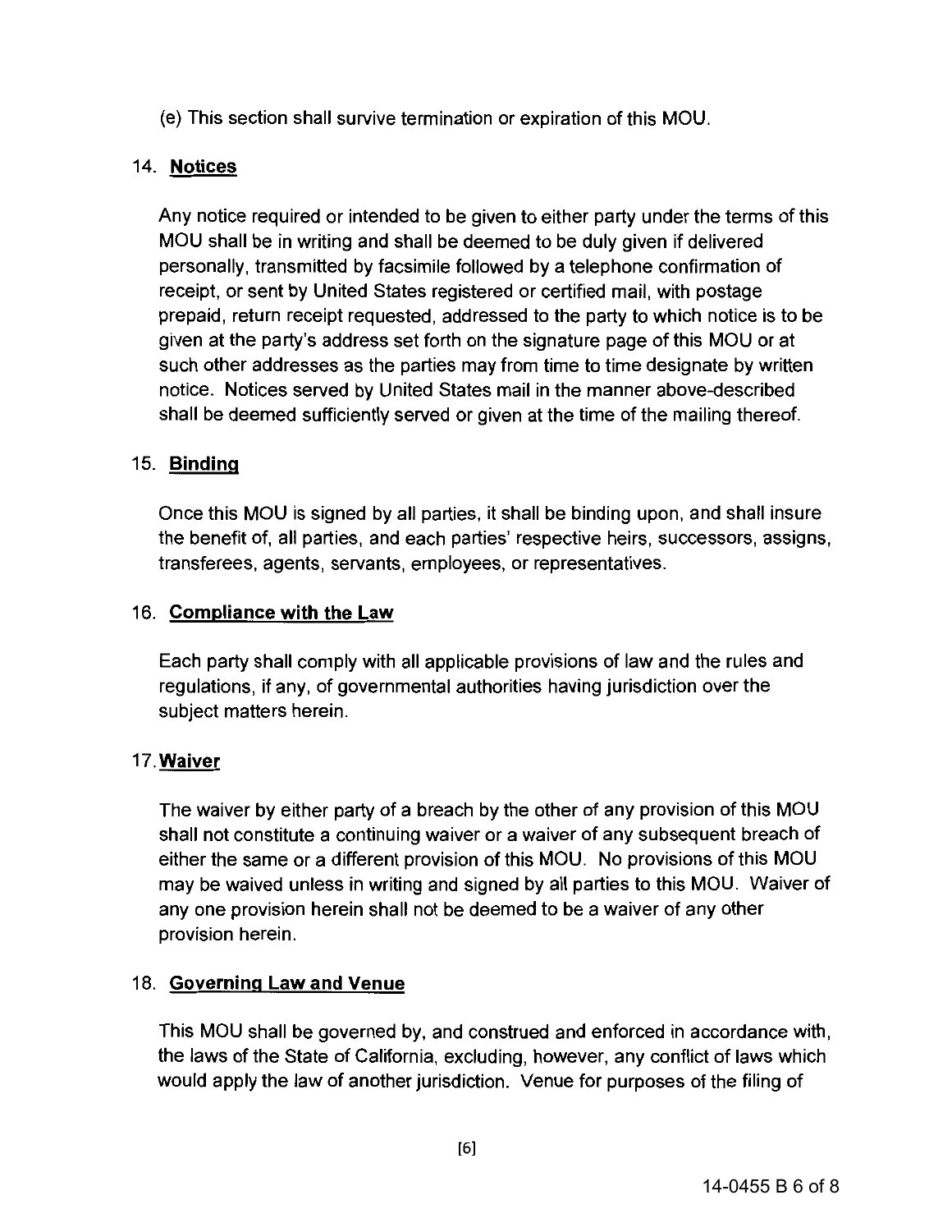(e) This section shall survive termination or expiration of this MOU.

14. **Notices**

Any notice required or intended to be given to either party under the terms of this MOU shall be in writing and shall be deemed to be duly given if delivered personally, transmitted by facsimile followed by a telephone confirmation of receipt, or sent by United States registered or certified mail, with postage prepaid, return receipt requested, addressed to the party to which notice is to be given at the party's address set forth on the signature page of this MOU or at such other addresses as the parties may from time to time designate by written notice. Notices served by United States mail in the manner above-described shall be deemed sufficiently served or given at the time of the mailing thereof.

15. **Binding**

Once this MOU is signed by all parties, it shall be binding upon, and shall insure the benefit of, all parties, and each parties' respective heirs, successors, assigns, transferees, agents, servants, employees, or representatives.

16. **Compliance with the Law**

Each party shall comply with all applicable provisions of law and the rules and regulations, if any, of governmental authorities having jurisdiction over the subject matters herein.

17. **Waiver**

The waiver by either party of a breach by the other of any provision of this MOU shall not constitute a continuing waiver or a waiver of any subsequent breach of either the same or a different provision of this MOU. No provisions of this MOU may be waived unless in writing and signed by all parties to this MOU. Waiver of any one provision herein shall not be deemed to be a waiver of any other provision herein.

18. **Governing Law and Venue**

This MOU shall be governed by, and construed and enforced in accordance with, the laws of the State of California, excluding, however, any conflict of laws which would apply the law of another jurisdiction. Venue for purposes of the filing of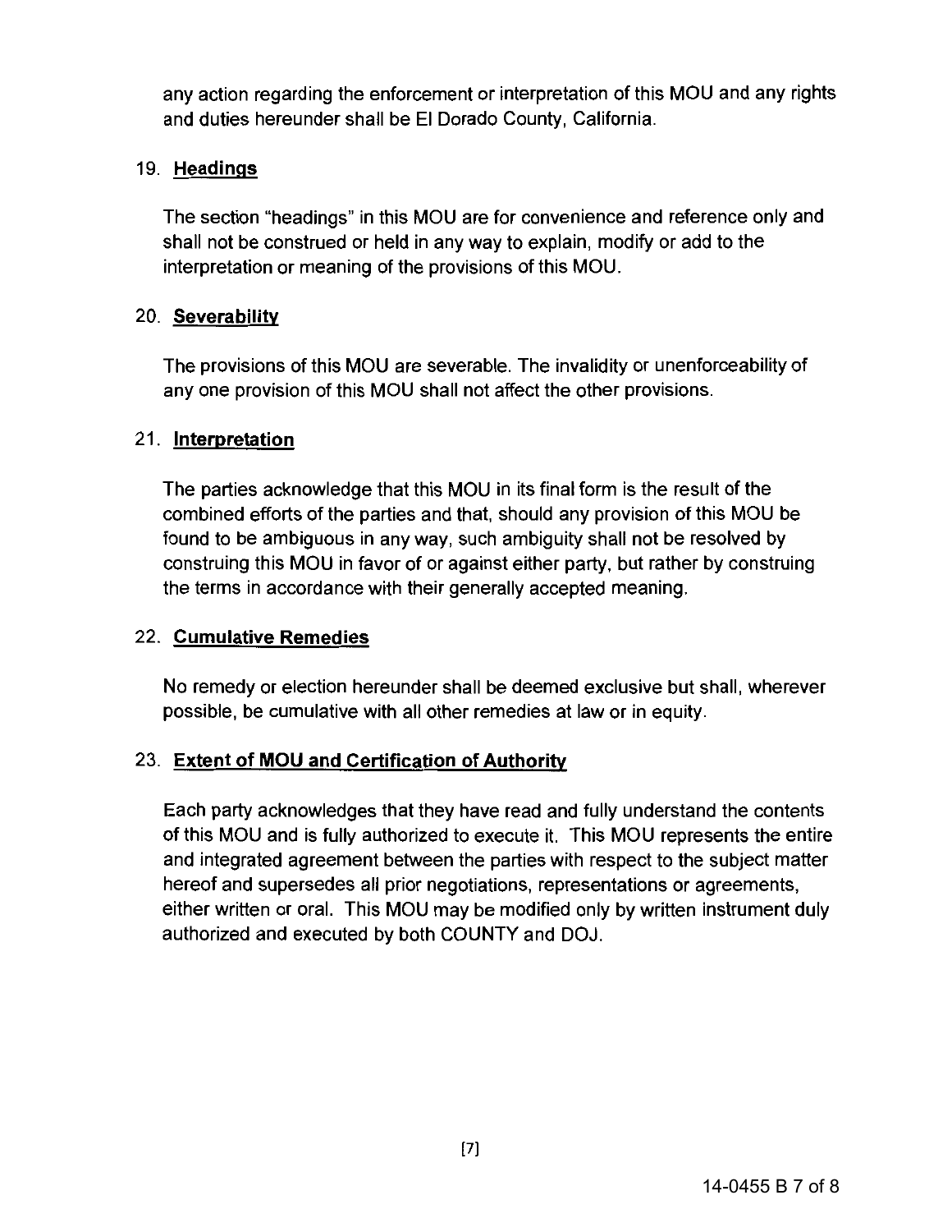any action regarding the enforcement or interpretation of this MOU and any rights and duties hereunder shall be El Dorado County, California.

19. **Headings**

The section "headings" in this MOU are for convenience and reference only and shall not be construed or held in any way to explain, modify or add to the interpretation or meaning of the provisions of this MOU.

20. **Severability**

The provisions of this MOU are severable. The invalidity or unenforceability of any one provision of this MOU shall not affect the other provisions.

21. **Interpretation**

The parties acknowledge that this MOU in its final form is the result of the combined efforts of the parties and that, should any provision of this MOU be found to be ambiguous in any way, such ambiguity shall not be resolved by construing this MOU in favor of or against either party, but rather by construing the terms in accordance with their generally accepted meaning.

22. **Cumulative Remedies**

No remedy or election hereunder shall be deemed exclusive but shall, wherever possible, be cumulative with all other remedies at law or in equity.

23. **Extent of MOU and Certification of Authority**

Each party acknowledges that they have read and fully understand the contents of this MOU and is fully authorized to execute it. This MOU represents the entire and integrated agreement between the parties with respect to the subject matter hereof and supersedes all prior negotiations, representations or agreements, either written or oral. This MOU may be modified only by written instrument duly authorized and executed by both COUNTY and DOJ.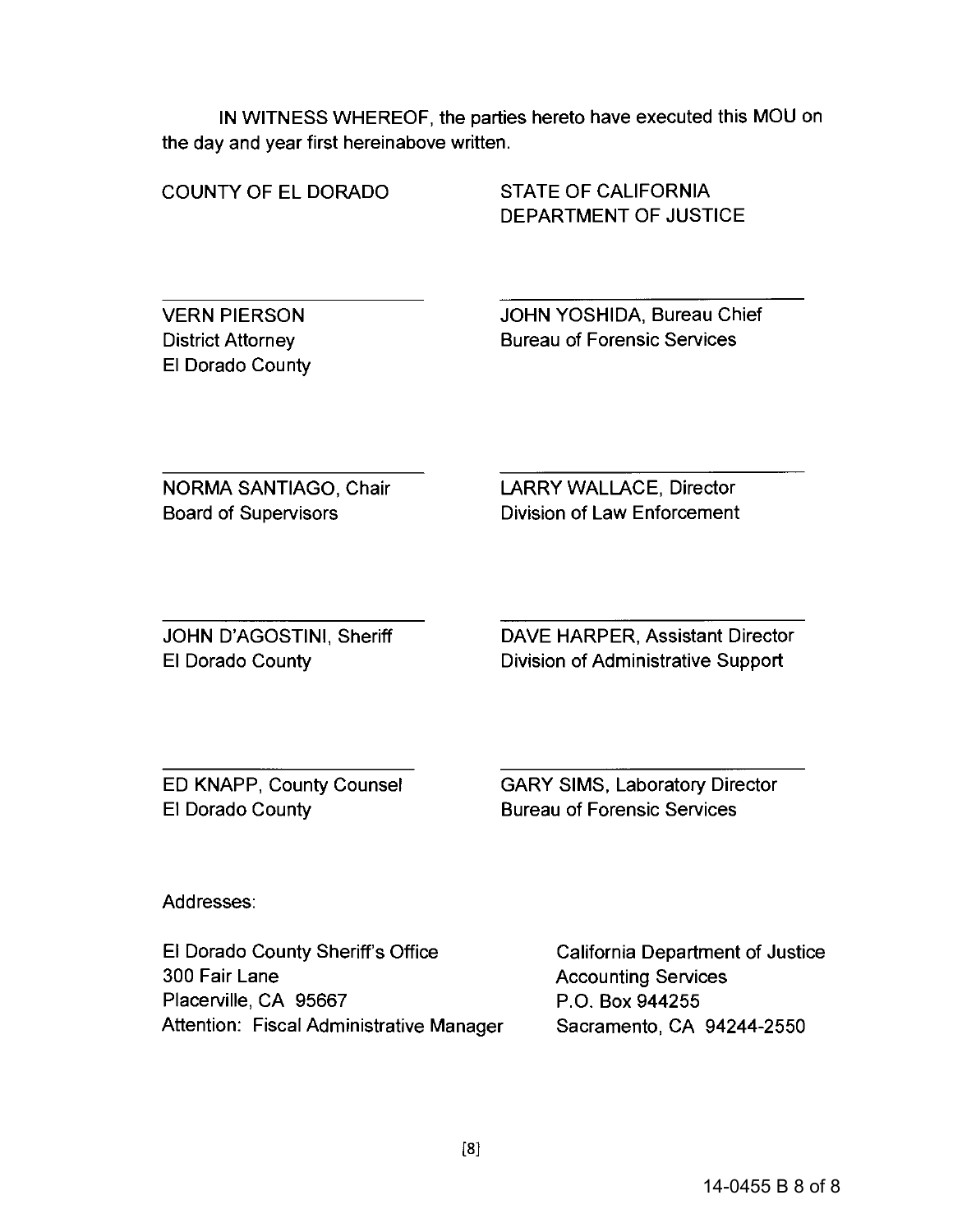IN WITNESS WHEREOF, the parties hereto have executed this MOU on the day and year first hereinabove written.

| COUNTY OF EL DORADO | STATE OF CALIFORNIA DEPARTMENT OF JUSTICE |
|---|---|
| ______________________<br>VERN PIERSON<br>District Attorney<br>El Dorado County | ______________________<br>JOHN YOSHIDA, Bureau Chief<br>Bureau of Forensic Services |
| ______________________<br>NORMA SANTIAGO, Chair<br>Board of Supervisors | ______________________<br>LARRY WALLACE, Director<br>Division of Law Enforcement |
| ______________________<br>JOHN D'AGOSTINI, Sheriff<br>El Dorado County | ______________________<br>DAVE HARPER, Assistant Director<br>Division of Administrative Support |
| ______________________<br>ED KNAPP, County Counsel<br>El Dorado County | ______________________<br>GARY SIMS, Laboratory Director<br>Bureau of Forensic Services |

Addresses:

| | |
|---|---|
| El Dorado County Sheriff's Office<br>300 Fair Lane<br>Placerville, CA 95667<br>Attention: Fiscal Administrative Manager | California Department of Justice<br>Accounting Services<br>P.O. Box 944255<br>Sacramento, CA 94244-2550 |